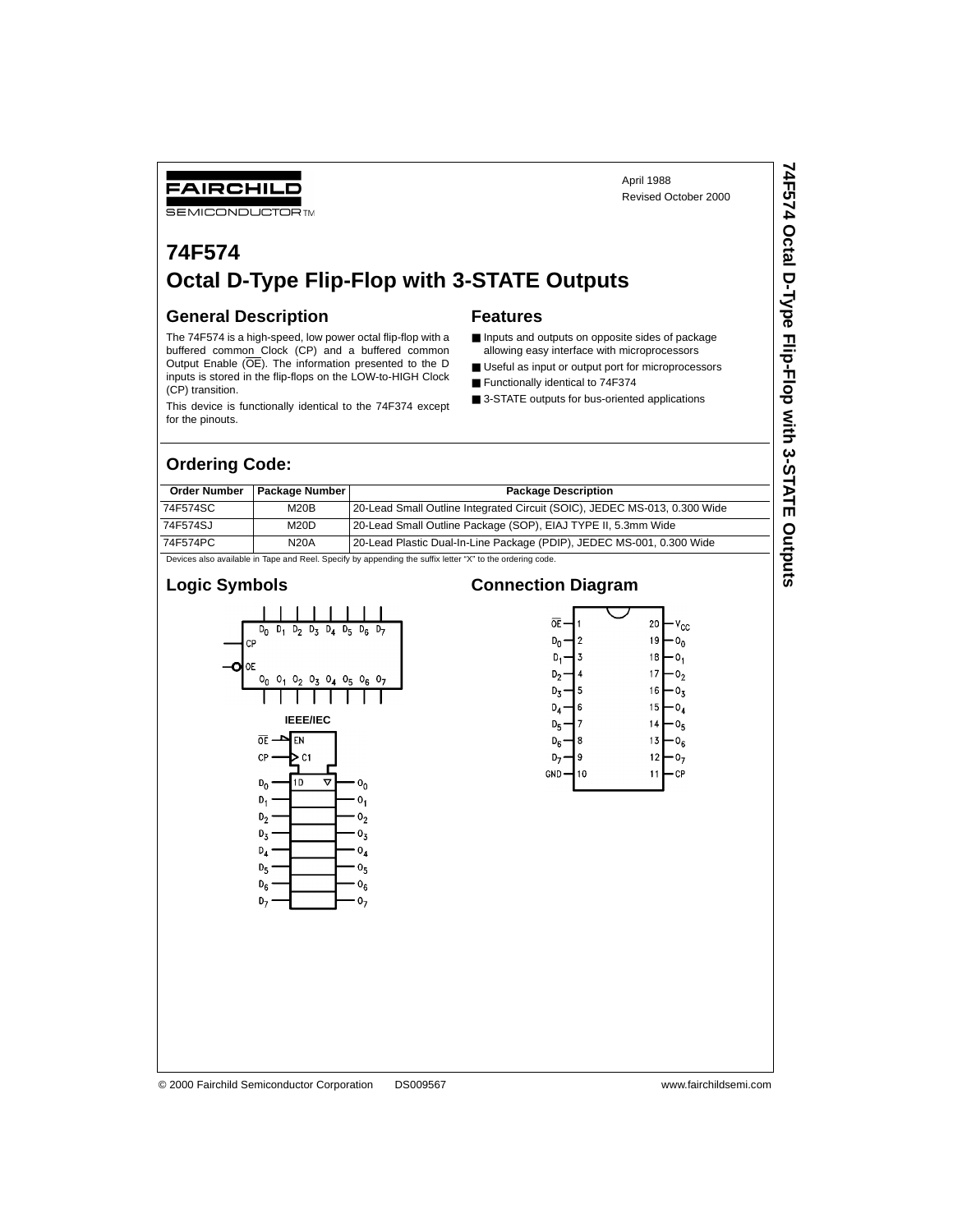FAIRCHILD SEMICONDUCTOR™

April 1988
Revised October 2000

# 74F574
# Octal D-Type Flip-Flop with 3-STATE Outputs

## General Description

The 74F574 is a high-speed, low power octal flip-flop with a buffered common Clock (CP) and a buffered common Output Enable ($\overline{OE}$). The information presented to the D inputs is stored in the flip-flops on the LOW-to-HIGH Clock (CP) transition.

This device is functionally identical to the 74F374 except for the pinouts.

## Features

- Inputs and outputs on opposite sides of package allowing easy interface with microprocessors
- Useful as input or output port for microprocessors
- Functionally identical to 74F374
- 3-STATE outputs for bus-oriented applications

## Ordering Code:

| Order Number | Package Number | Package Description |
|---|---|---|
| 74F574SC | M20B | 20-Lead Small Outline Integrated Circuit (SOIC), JEDEC MS-013, 0.300 Wide |
| 74F574SJ | M20D | 20-Lead Small Outline Package (SOP), EIAJ TYPE II, 5.3mm Wide |
| 74F574PC | N20A | 20-Lead Plastic Dual-In-Line Package (PDIP), JEDEC MS-001, 0.300 Wide |

Devices also available in Tape and Reel. Specify by appending the suffix letter "X" to the ordering code.

## Logic Symbols

IEEE/IEC

## Connection Diagram

| Pin | Name | Pin | Name |
|---|---|---|---|
| 1 | $\overline{OE}$ | 20 | $V_{CC}$ |
| 2 | $D_0$ | 19 | $O_0$ |
| 3 | $D_1$ | 18 | $O_1$ |
| 4 | $D_2$ | 17 | $O_2$ |
| 5 | $D_3$ | 16 | $O_3$ |
| 6 | $D_4$ | 15 | $O_4$ |
| 7 | $D_5$ | 14 | $O_5$ |
| 8 | $D_6$ | 13 | $O_6$ |
| 9 | $D_7$ | 12 | $O_7$ |
| 10 | GND | 11 | CP |

© 2000 Fairchild Semiconductor Corporation DS009567 www.fairchildsemi.com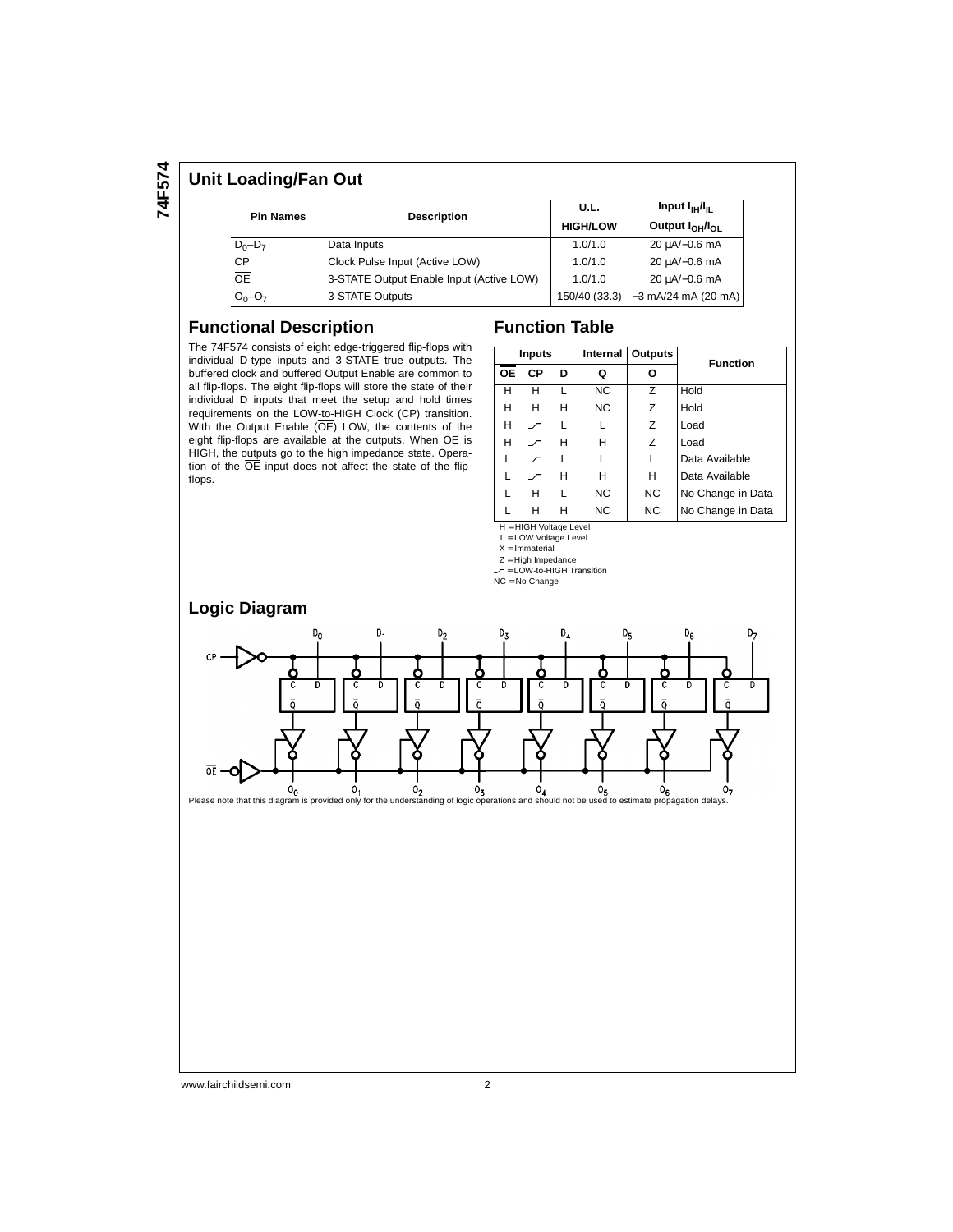## Unit Loading/Fan Out

| Pin Names | Description | U.L. HIGH/LOW | Input $I_{IH}/I_{IL}$ Output $I_{OH}/I_{OL}$ |
|---|---|---|---|
| $D_0$–$D_7$ | Data Inputs | 1.0/1.0 | 20 µA/−0.6 mA |
| CP | Clock Pulse Input (Active LOW) | 1.0/1.0 | 20 µA/−0.6 mA |
| $\overline{OE}$ | 3-STATE Output Enable Input (Active LOW) | 1.0/1.0 | 20 µA/−0.6 mA |
| $O_0$–$O_7$ | 3-STATE Outputs | 150/40 (33.3) | −3 mA/24 mA (20 mA) |

## Functional Description

The 74F574 consists of eight edge-triggered flip-flops with individual D-type inputs and 3-STATE true outputs. The buffered clock and buffered Output Enable are common to all flip-flops. The eight flip-flops will store the state of their individual D inputs that meet the setup and hold times requirements on the LOW-to-HIGH Clock (CP) transition. With the Output Enable ($\overline{OE}$) LOW, the contents of the eight flip-flops are available at the outputs. When $\overline{OE}$ is HIGH, the outputs go to the high impedance state. Operation of the $\overline{OE}$ input does not affect the state of the flip-flops.

## Function Table

| Inputs | | | Internal | Outputs | Function |
|---|---|---|---|---|---|
| $\overline{OE}$ | CP | D | Q | O | |
| H | H | L | NC | Z | Hold |
| H | H | H | NC | Z | Hold |
| H | ⟋ | L | L | Z | Load |
| H | ⟋ | H | H | Z | Load |
| L | ⟋ | L | L | L | Data Available |
| L | ⟋ | H | H | H | Data Available |
| L | H | L | NC | NC | No Change in Data |
| L | H | H | NC | NC | No Change in Data |

H = HIGH Voltage Level
L = LOW Voltage Level
X = Immaterial
Z = High Impedance
⟋ = LOW-to-HIGH Transition
NC = No Change

## Logic Diagram

Please note that this diagram is provided only for the understanding of logic operations and should not be used to estimate propagation delays.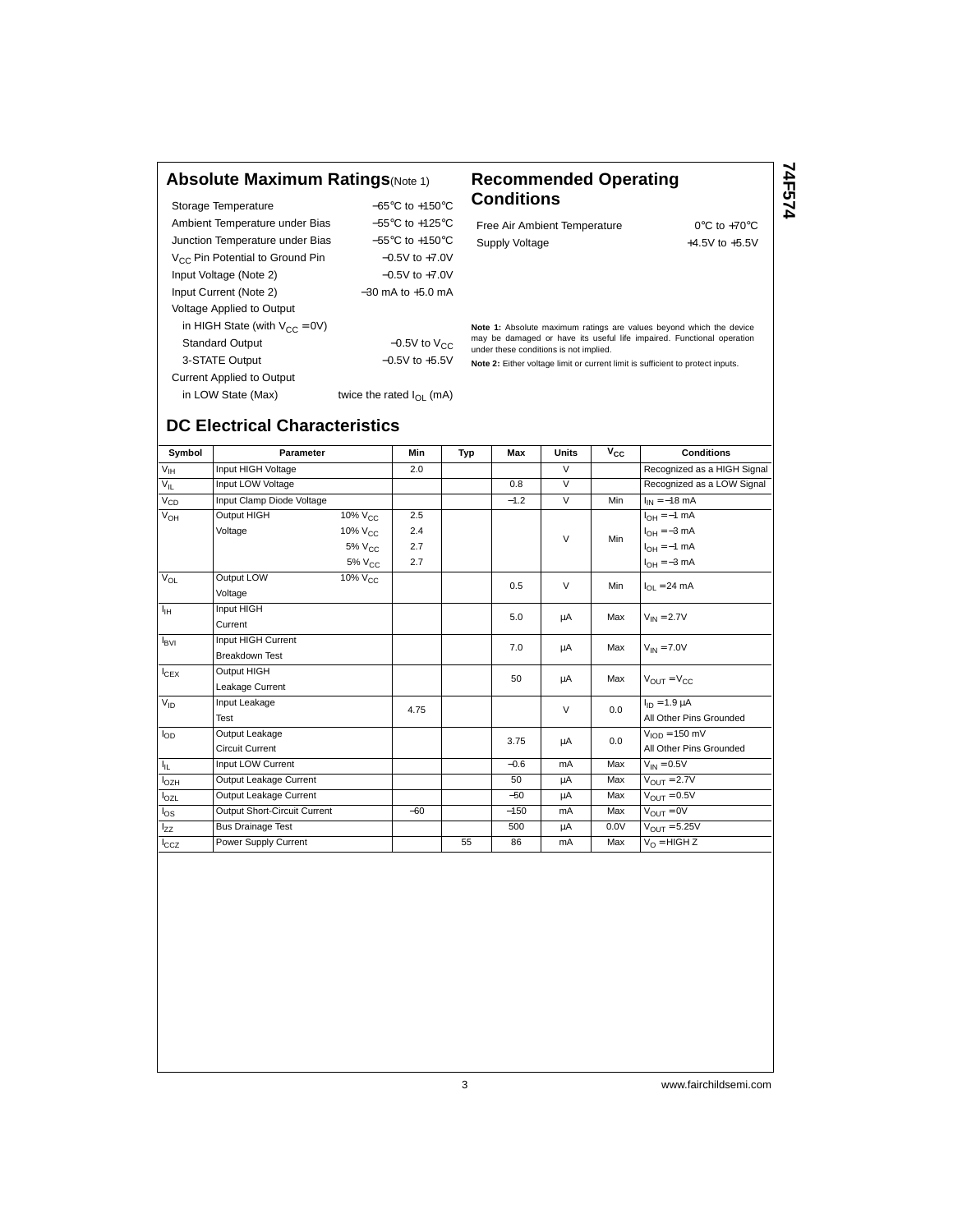## Absolute Maximum Ratings(Note 1)

| | |
|---|---|
| Storage Temperature | −65°C to +150°C |
| Ambient Temperature under Bias | −55°C to +125°C |
| Junction Temperature under Bias | −55°C to +150°C |
| $V_{CC}$ Pin Potential to Ground Pin | −0.5V to +7.0V |
| Input Voltage (Note 2) | −0.5V to +7.0V |
| Input Current (Note 2) | −30 mA to +5.0 mA |
| Voltage Applied to Output | |
| in HIGH State (with $V_{CC}$ = 0V) | |
| Standard Output | −0.5V to $V_{CC}$ |
| 3-STATE Output | −0.5V to +5.5V |
| Current Applied to Output | |
| in LOW State (Max) | twice the rated $I_{OL}$ (mA) |

## Recommended Operating Conditions

| | |
|---|---|
| Free Air Ambient Temperature | 0°C to +70°C |
| Supply Voltage | +4.5V to +5.5V |

**Note 1:** Absolute maximum ratings are values beyond which the device may be damaged or have its useful life impaired. Functional operation under these conditions is not implied.

**Note 2:** Either voltage limit or current limit is sufficient to protect inputs.

## DC Electrical Characteristics

| Symbol | Parameter | | Min | Typ | Max | Units | $V_{CC}$ | Conditions |
|---|---|---|---|---|---|---|---|---|
| $V_{IH}$ | Input HIGH Voltage | | 2.0 | | | V | | Recognized as a HIGH Signal |
| $V_{IL}$ | Input LOW Voltage | | | | 0.8 | V | | Recognized as a LOW Signal |
| $V_{CD}$ | Input Clamp Diode Voltage | | | | −1.2 | V | Min | $I_{IN}$ = −18 mA |
| $V_{OH}$ | Output HIGH Voltage | 10% $V_{CC}$ | 2.5 | | | V | Min | $I_{OH}$ = −1 mA |
| | | 10% $V_{CC}$ | 2.4 | | | | | $I_{OH}$ = −3 mA |
| | | 5% $V_{CC}$ | 2.7 | | | | | $I_{OH}$ = −1 mA |
| | | 5% $V_{CC}$ | 2.7 | | | | | $I_{OH}$ = −3 mA |
| $V_{OL}$ | Output LOW Voltage | 10% $V_{CC}$ | | | 0.5 | V | Min | $I_{OL}$ = 24 mA |
| $I_{IH}$ | Input HIGH Current | | | | 5.0 | µA | Max | $V_{IN}$ = 2.7V |
| $I_{BVI}$ | Input HIGH Current Breakdown Test | | | | 7.0 | µA | Max | $V_{IN}$ = 7.0V |
| $I_{CEX}$ | Output HIGH Leakage Current | | | | 50 | µA | Max | $V_{OUT}$ = $V_{CC}$ |
| $V_{ID}$ | Input Leakage Test | | 4.75 | | | V | 0.0 | $I_{ID}$ = 1.9 µA All Other Pins Grounded |
| $I_{OD}$ | Output Leakage Circuit Current | | | | 3.75 | µA | 0.0 | $V_{IOD}$ = 150 mV All Other Pins Grounded |
| $I_{IL}$ | Input LOW Current | | | | −0.6 | mA | Max | $V_{IN}$ = 0.5V |
| $I_{OZH}$ | Output Leakage Current | | | | 50 | µA | Max | $V_{OUT}$ = 2.7V |
| $I_{OZL}$ | Output Leakage Current | | | | −50 | µA | Max | $V_{OUT}$ = 0.5V |
| $I_{OS}$ | Output Short-Circuit Current | | −60 | | −150 | mA | Max | $V_{OUT}$ = 0V |
| $I_{ZZ}$ | Bus Drainage Test | | | | 500 | µA | 0.0V | $V_{OUT}$ = 5.25V |
| $I_{CCZ}$ | Power Supply Current | | | 55 | 86 | mA | Max | $V_O$ = HIGH Z |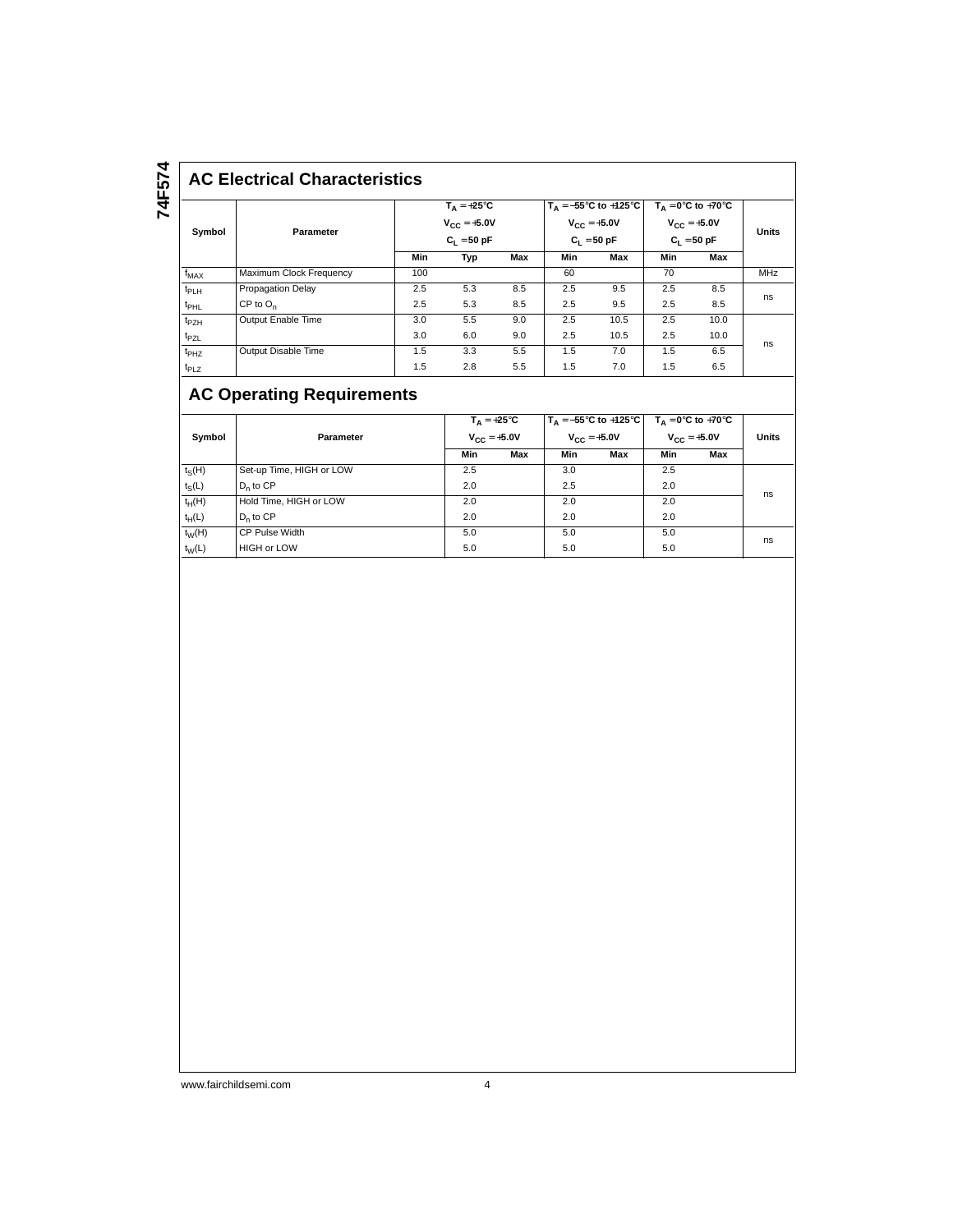## AC Electrical Characteristics

| Symbol | Parameter | $T_A = +25°C$, $V_{CC} = +5.0V$, $C_L = 50$ pF | | | $T_A = -55°C$ to $+125°C$, $V_{CC} = +5.0V$, $C_L = 50$ pF | | $T_A = 0°C$ to $+70°C$, $V_{CC} = +5.0V$, $C_L = 50$ pF | | Units |
|---|---|---|---|---|---|---|---|---|---|
| | | Min | Typ | Max | Min | Max | Min | Max | |
| $f_{MAX}$ | Maximum Clock Frequency | 100 | | | 60 | | 70 | | MHz |
| $t_{PLH}$ | Propagation Delay | 2.5 | 5.3 | 8.5 | 2.5 | 9.5 | 2.5 | 8.5 | ns |
| $t_{PHL}$ | CP to $O_n$ | 2.5 | 5.3 | 8.5 | 2.5 | 9.5 | 2.5 | 8.5 | |
| $t_{PZH}$ | Output Enable Time | 3.0 | 5.5 | 9.0 | 2.5 | 10.5 | 2.5 | 10.0 | ns |
| $t_{PZL}$ | | 3.0 | 6.0 | 9.0 | 2.5 | 10.5 | 2.5 | 10.0 | |
| $t_{PHZ}$ | Output Disable Time | 1.5 | 3.3 | 5.5 | 1.5 | 7.0 | 1.5 | 6.5 | |
| $t_{PLZ}$ | | 1.5 | 2.8 | 5.5 | 1.5 | 7.0 | 1.5 | 6.5 | |

## AC Operating Requirements

| Symbol | Parameter | $T_A = +25°C$, $V_{CC} = +5.0V$ | | $T_A = -55°C$ to $+125°C$, $V_{CC} = +5.0V$ | | $T_A = 0°C$ to $+70°C$, $V_{CC} = +5.0V$ | | Units |
|---|---|---|---|---|---|---|---|---|
| | | Min | Max | Min | Max | Min | Max | |
| $t_S(H)$ | Set-up Time, HIGH or LOW | 2.5 | | 3.0 | | 2.5 | | ns |
| $t_S(L)$ | $D_n$ to CP | 2.0 | | 2.5 | | 2.0 | | |
| $t_H(H)$ | Hold Time, HIGH or LOW | 2.0 | | 2.0 | | 2.0 | | |
| $t_H(L)$ | $D_n$ to CP | 2.0 | | 2.0 | | 2.0 | | |
| $t_W(H)$ | CP Pulse Width | 5.0 | | 5.0 | | 5.0 | | ns |
| $t_W(L)$ | HIGH or LOW | 5.0 | | 5.0 | | 5.0 | | |